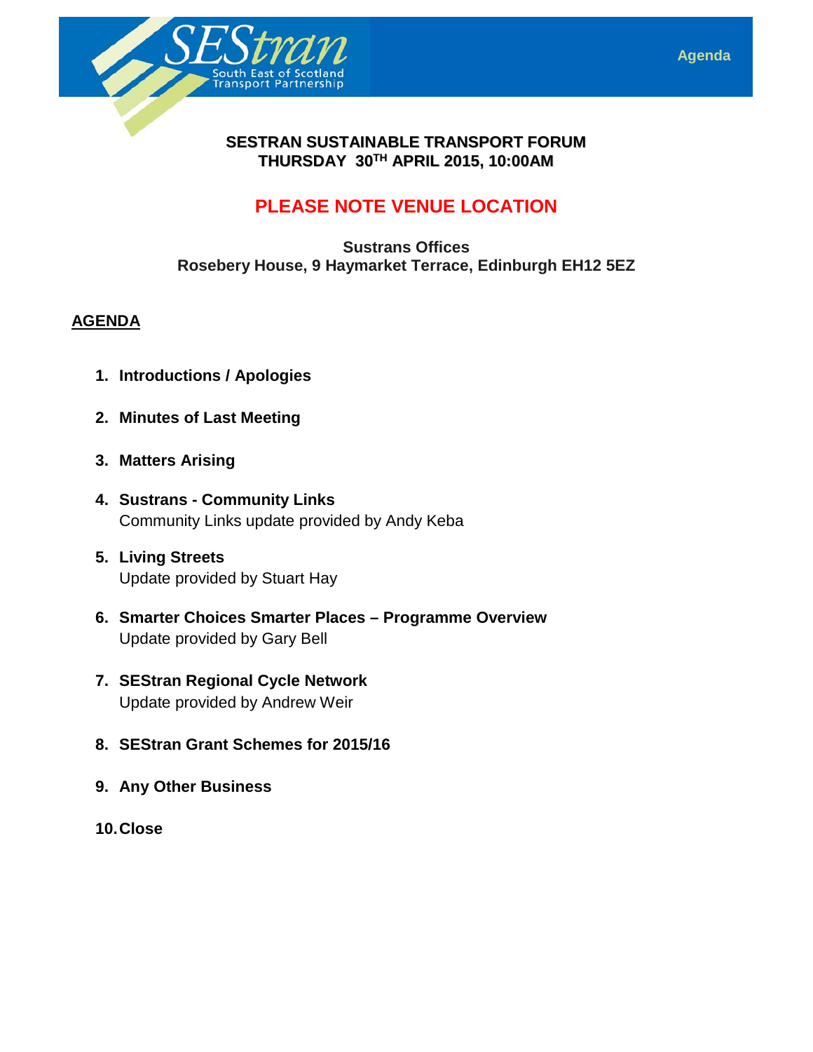# SESTRAN SUSTAINABLE TRANSPORT FORUM
## THURSDAY 30TH APRIL 2015, 10:00AM

## PLEASE NOTE VENUE LOCATION

**Sustrans Offices**
**Rosebery House, 9 Haymarket Terrace, Edinburgh EH12 5EZ**

## AGENDA

1. **Introductions / Apologies**
2. **Minutes of Last Meeting**
3. **Matters Arising**
4. **Sustrans - Community Links**
   Community Links update provided by Andy Keba
5. **Living Streets**
   Update provided by Stuart Hay
6. **Smarter Choices Smarter Places – Programme Overview**
   Update provided by Gary Bell
7. **SEStran Regional Cycle Network**
   Update provided by Andrew Weir
8. **SEStran Grant Schemes for 2015/16**
9. **Any Other Business**
10. **Close**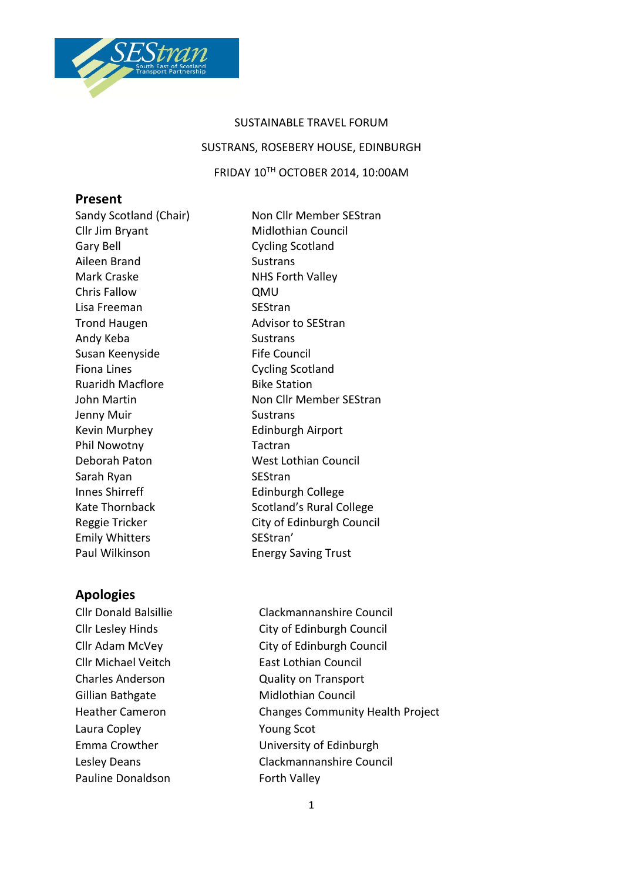SUSTAINABLE TRAVEL FORUM

SUSTRANS, ROSEBERY HOUSE, EDINBURGH

FRIDAY 10[TH] OCTOBER 2014, 10:00AM

## Present

| | |
|---|---|
| Sandy Scotland (Chair) | Non Cllr Member SEStran |
| Cllr Jim Bryant | Midlothian Council |
| Gary Bell | Cycling Scotland |
| Aileen Brand | Sustrans |
| Mark Craske | NHS Forth Valley |
| Chris Fallow | QMU |
| Lisa Freeman | SEStran |
| Trond Haugen | Advisor to SEStran |
| Andy Keba | Sustrans |
| Susan Keenyside | Fife Council |
| Fiona Lines | Cycling Scotland |
| Ruaridh Macflore | Bike Station |
| John Martin | Non Cllr Member SEStran |
| Jenny Muir | Sustrans |
| Kevin Murphey | Edinburgh Airport |
| Phil Nowotny | Tactran |
| Deborah Paton | West Lothian Council |
| Sarah Ryan | SEStran |
| Innes Shirreff | Edinburgh College |
| Kate Thornback | Scotland's Rural College |
| Reggie Tricker | City of Edinburgh Council |
| Emily Whitters | SEStran' |
| Paul Wilkinson | Energy Saving Trust |

## Apologies

| | |
|---|---|
| Cllr Donald Balsillie | Clackmannanshire Council |
| Cllr Lesley Hinds | City of Edinburgh Council |
| Cllr Adam McVey | City of Edinburgh Council |
| Cllr Michael Veitch | East Lothian Council |
| Charles Anderson | Quality on Transport |
| Gillian Bathgate | Midlothian Council |
| Heather Cameron | Changes Community Health Project |
| Laura Copley | Young Scot |
| Emma Crowther | University of Edinburgh |
| Lesley Deans | Clackmannanshire Council |
| Pauline Donaldson | Forth Valley |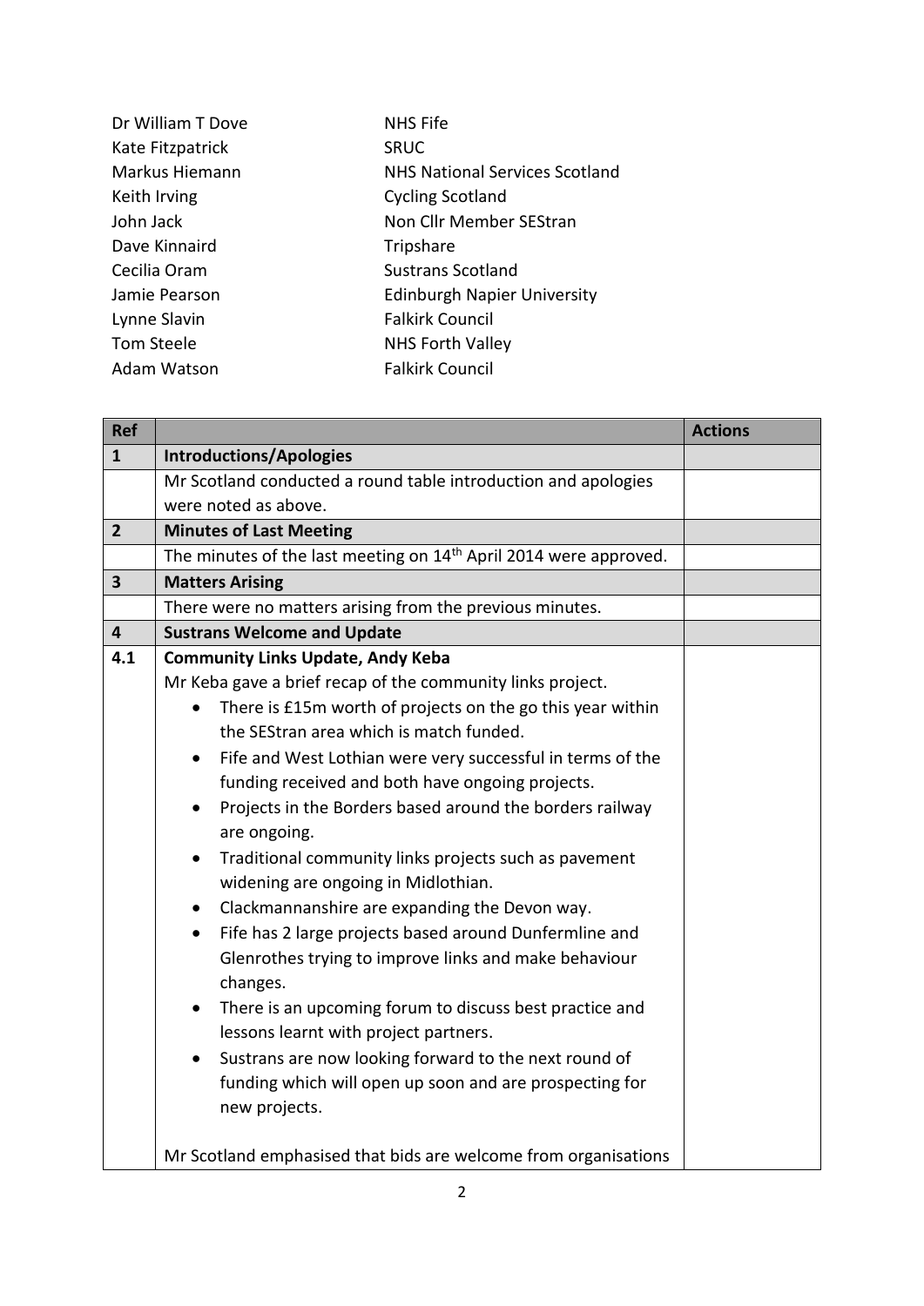| | |
|---|---|
| Dr William T Dove | NHS Fife |
| Kate Fitzpatrick | SRUC |
| Markus Hiemann | NHS National Services Scotland |
| Keith Irving | Cycling Scotland |
| John Jack | Non Cllr Member SEStran |
| Dave Kinnaird | Tripshare |
| Cecilia Oram | Sustrans Scotland |
| Jamie Pearson | Edinburgh Napier University |
| Lynne Slavin | Falkirk Council |
| Tom Steele | NHS Forth Valley |
| Adam Watson | Falkirk Council |

| Ref | | Actions |
|---|---|---|
| **1** | **Introductions/Apologies** | |
| | Mr Scotland conducted a round table introduction and apologies were noted as above. | |
| **2** | **Minutes of Last Meeting** | |
| | The minutes of the last meeting on 14th April 2014 were approved. | |
| **3** | **Matters Arising** | |
| | There were no matters arising from the previous minutes. | |
| **4** | **Sustrans Welcome and Update** | |
| **4.1** | **Community Links Update, Andy Keba**<br>Mr Keba gave a brief recap of the community links project.<br>• There is £15m worth of projects on the go this year within the SEStran area which is match funded.<br>• Fife and West Lothian were very successful in terms of the funding received and both have ongoing projects.<br>• Projects in the Borders based around the borders railway are ongoing.<br>• Traditional community links projects such as pavement widening are ongoing in Midlothian.<br>• Clackmannanshire are expanding the Devon way.<br>• Fife has 2 large projects based around Dunfermline and Glenrothes trying to improve links and make behaviour changes.<br>• There is an upcoming forum to discuss best practice and lessons learnt with project partners.<br>• Sustrans are now looking forward to the next round of funding which will open up soon and are prospecting for new projects.<br><br>Mr Scotland emphasised that bids are welcome from organisations | |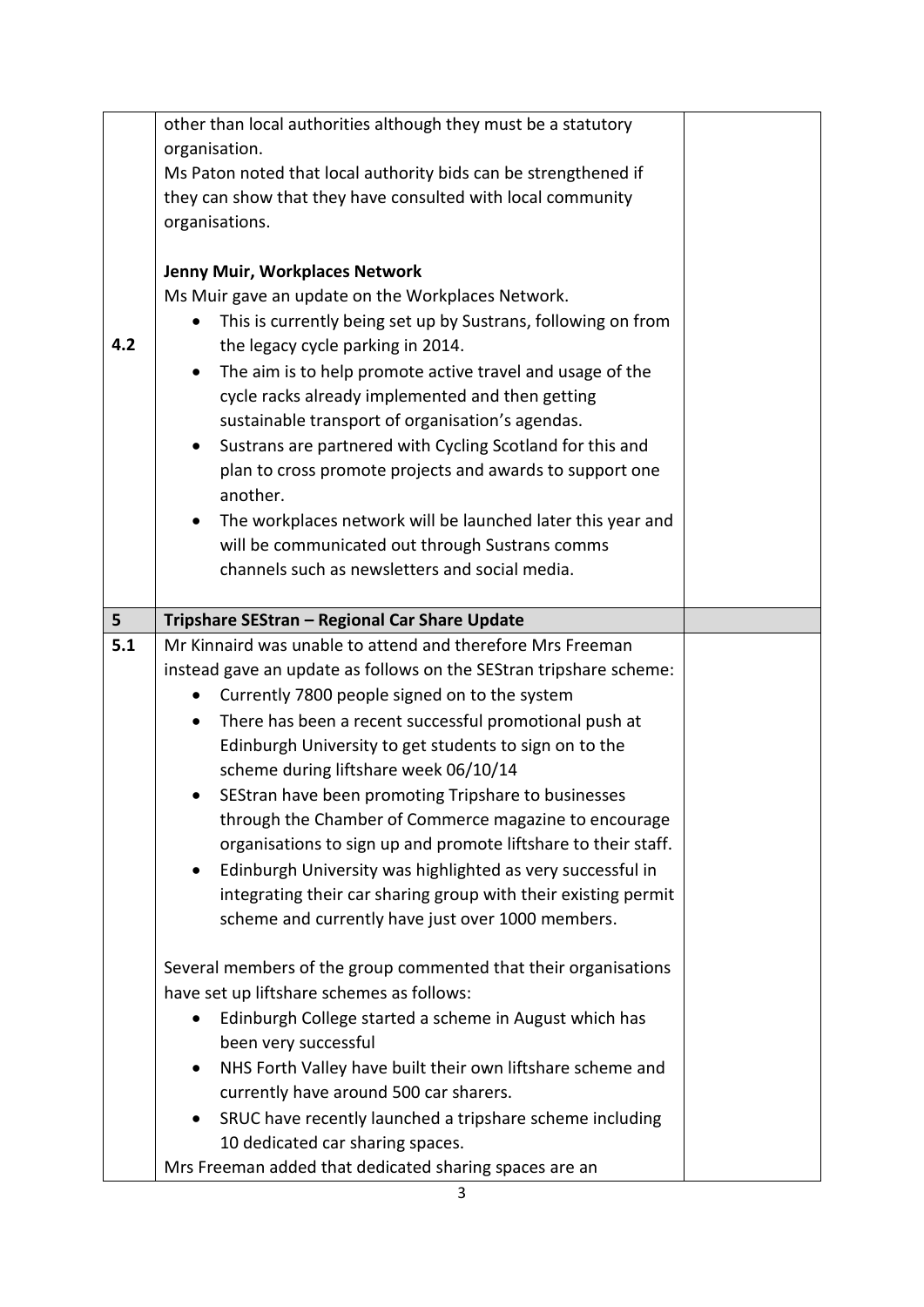| | | |
|---|---|---|
| | other than local authorities although they must be a statutory organisation.<br>Ms Paton noted that local authority bids can be strengthened if they can show that they have consulted with local community organisations. | |
| 4.2 | **Jenny Muir, Workplaces Network**<br>Ms Muir gave an update on the Workplaces Network.<br>• This is currently being set up by Sustrans, following on from the legacy cycle parking in 2014.<br>• The aim is to help promote active travel and usage of the cycle racks already implemented and then getting sustainable transport of organisation's agendas.<br>• Sustrans are partnered with Cycling Scotland for this and plan to cross promote projects and awards to support one another.<br>• The workplaces network will be launched later this year and will be communicated out through Sustrans comms channels such as newsletters and social media. | |
| **5** | **Tripshare SEStran – Regional Car Share Update** | |
| 5.1 | Mr Kinnaird was unable to attend and therefore Mrs Freeman instead gave an update as follows on the SEStran tripshare scheme:<br>• Currently 7800 people signed on to the system<br>• There has been a recent successful promotional push at Edinburgh University to get students to sign on to the scheme during liftshare week 06/10/14<br>• SEStran have been promoting Tripshare to businesses through the Chamber of Commerce magazine to encourage organisations to sign up and promote liftshare to their staff.<br>• Edinburgh University was highlighted as very successful in integrating their car sharing group with their existing permit scheme and currently have just over 1000 members.<br><br>Several members of the group commented that their organisations have set up liftshare schemes as follows:<br>• Edinburgh College started a scheme in August which has been very successful<br>• NHS Forth Valley have built their own liftshare scheme and currently have around 500 car sharers.<br>• SRUC have recently launched a tripshare scheme including 10 dedicated car sharing spaces.<br>Mrs Freeman added that dedicated sharing spaces are an | |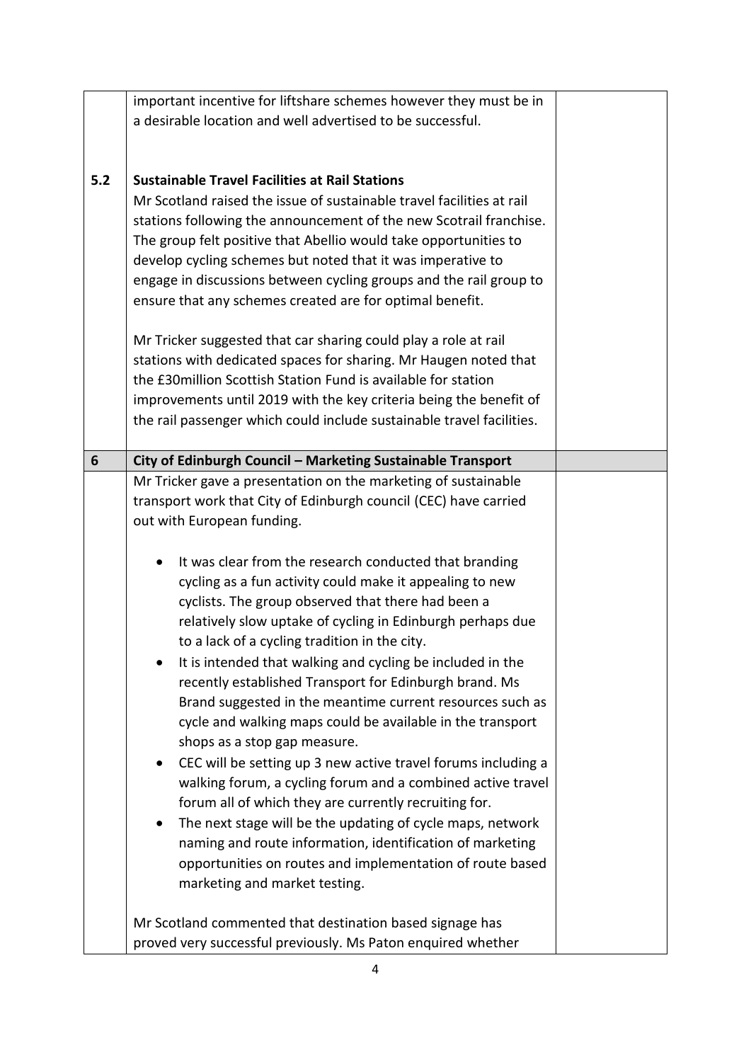important incentive for liftshare schemes however they must be in a desirable location and well advertised to be successful.

**5.2 Sustainable Travel Facilities at Rail Stations**

Mr Scotland raised the issue of sustainable travel facilities at rail stations following the announcement of the new Scotrail franchise. The group felt positive that Abellio would take opportunities to develop cycling schemes but noted that it was imperative to engage in discussions between cycling groups and the rail group to ensure that any schemes created are for optimal benefit.

Mr Tricker suggested that car sharing could play a role at rail stations with dedicated spaces for sharing. Mr Haugen noted that the £30million Scottish Station Fund is available for station improvements until 2019 with the key criteria being the benefit of the rail passenger which could include sustainable travel facilities.

## 6 City of Edinburgh Council – Marketing Sustainable Transport

Mr Tricker gave a presentation on the marketing of sustainable transport work that City of Edinburgh council (CEC) have carried out with European funding.

- It was clear from the research conducted that branding cycling as a fun activity could make it appealing to new cyclists. The group observed that there had been a relatively slow uptake of cycling in Edinburgh perhaps due to a lack of a cycling tradition in the city.
- It is intended that walking and cycling be included in the recently established Transport for Edinburgh brand. Ms Brand suggested in the meantime current resources such as cycle and walking maps could be available in the transport shops as a stop gap measure.
- CEC will be setting up 3 new active travel forums including a walking forum, a cycling forum and a combined active travel forum all of which they are currently recruiting for.
- The next stage will be the updating of cycle maps, network naming and route information, identification of marketing opportunities on routes and implementation of route based marketing and market testing.

Mr Scotland commented that destination based signage has proved very successful previously. Ms Paton enquired whether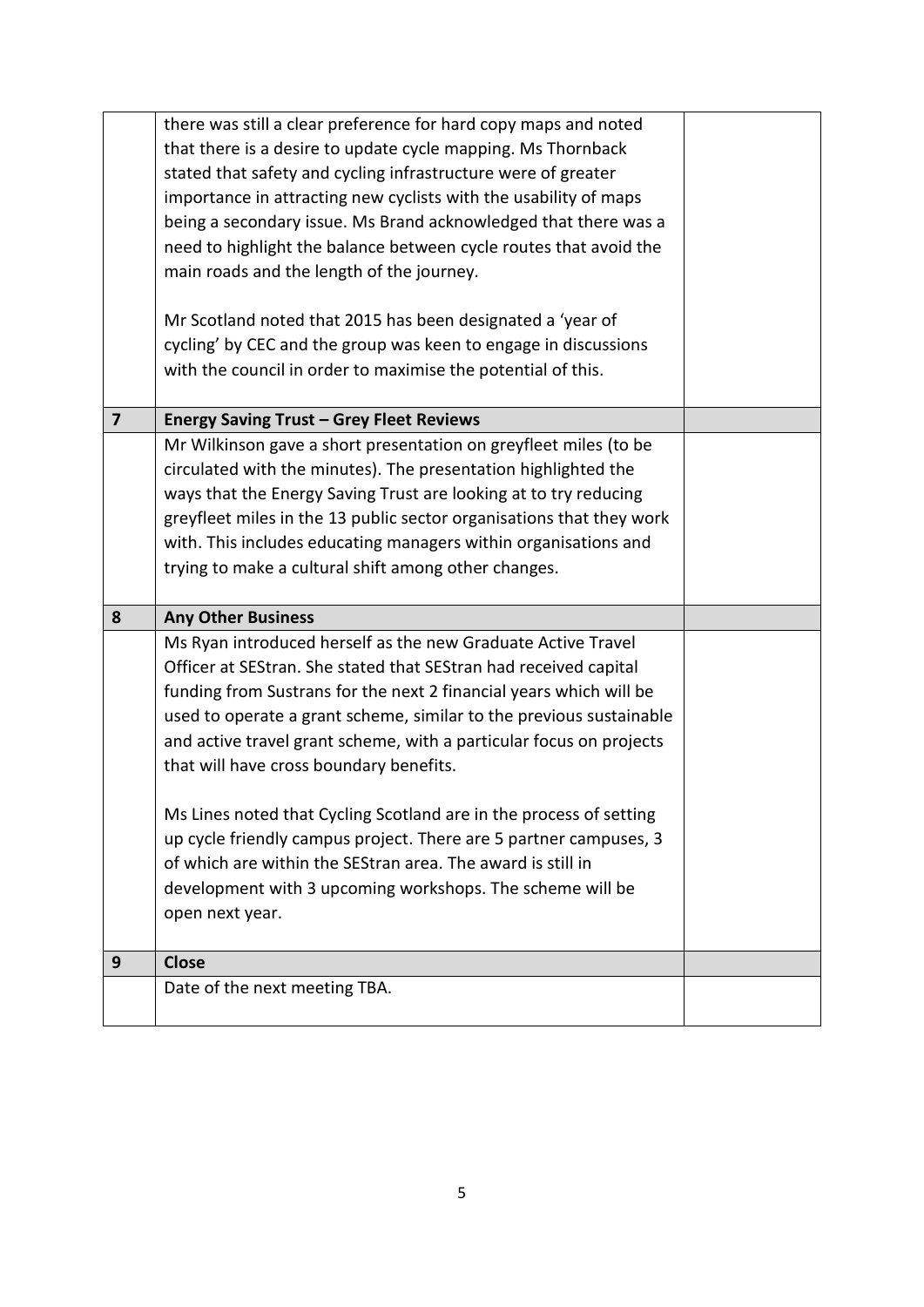| | | |
|---|---|---|
| | there was still a clear preference for hard copy maps and noted that there is a desire to update cycle mapping. Ms Thornback stated that safety and cycling infrastructure were of greater importance in attracting new cyclists with the usability of maps being a secondary issue. Ms Brand acknowledged that there was a need to highlight the balance between cycle routes that avoid the main roads and the length of the journey.<br><br>Mr Scotland noted that 2015 has been designated a 'year of cycling' by CEC and the group was keen to engage in discussions with the council in order to maximise the potential of this. | |
| **7** | **Energy Saving Trust – Grey Fleet Reviews** | |
| | Mr Wilkinson gave a short presentation on greyfleet miles (to be circulated with the minutes). The presentation highlighted the ways that the Energy Saving Trust are looking at to try reducing greyfleet miles in the 13 public sector organisations that they work with. This includes educating managers within organisations and trying to make a cultural shift among other changes. | |
| **8** | **Any Other Business** | |
| | Ms Ryan introduced herself as the new Graduate Active Travel Officer at SEStran. She stated that SEStran had received capital funding from Sustrans for the next 2 financial years which will be used to operate a grant scheme, similar to the previous sustainable and active travel grant scheme, with a particular focus on projects that will have cross boundary benefits.<br><br>Ms Lines noted that Cycling Scotland are in the process of setting up cycle friendly campus project. There are 5 partner campuses, 3 of which are within the SEStran area. The award is still in development with 3 upcoming workshops. The scheme will be open next year. | |
| **9** | **Close** | |
| | Date of the next meeting TBA. | |